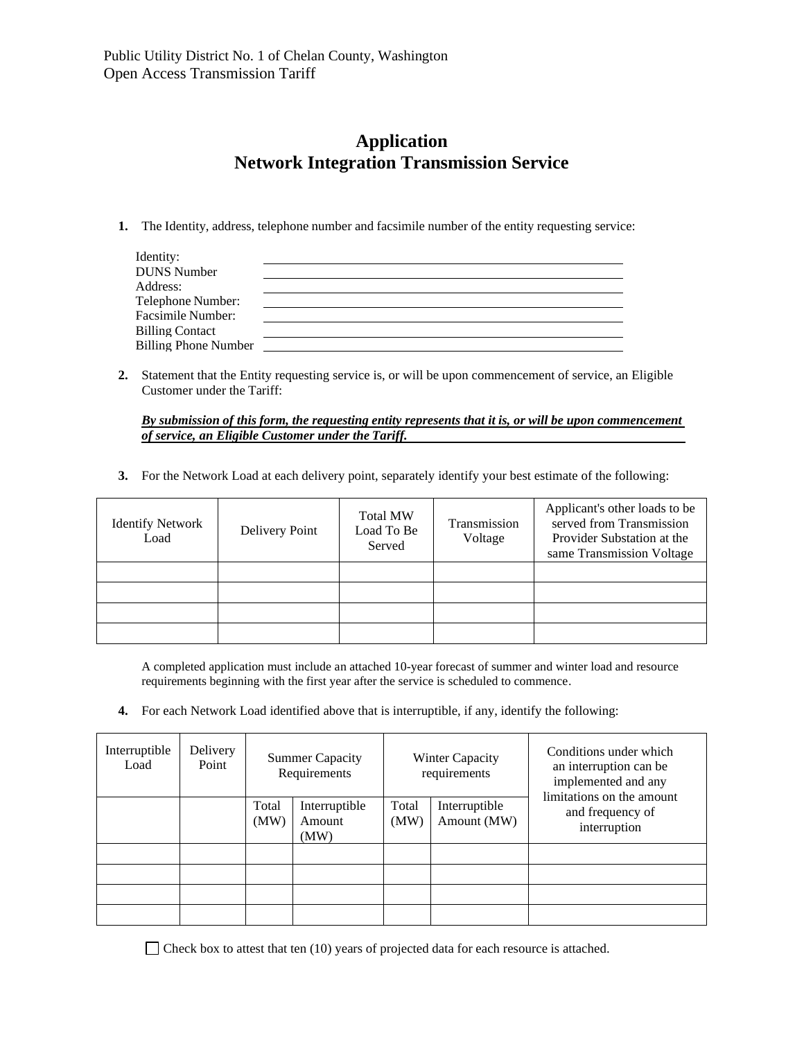# Application
# Network Integration Transmission Service

**1.** The Identity, address, telephone number and facsimile number of the entity requesting service:

Identity: ______________________________
DUNS Number ______________________________
Address: ______________________________
Telephone Number: ______________________________
Facsimile Number: ______________________________
Billing Contact ______________________________
Billing Phone Number ______________________________

**2.** Statement that the Entity requesting service is, or will be upon commencement of service, an Eligible Customer under the Tariff:

***By submission of this form, the requesting entity represents that it is, or will be upon commencement of service, an Eligible Customer under the Tariff.***

**3.** For the Network Load at each delivery point, separately identify your best estimate of the following:

| Identify Network Load | Delivery Point | Total MW Load To Be Served | Transmission Voltage | Applicant's other loads to be served from Transmission Provider Substation at the same Transmission Voltage |
|---|---|---|---|---|
| | | | | |
| | | | | |
| | | | | |
| | | | | |

A completed application must include an attached 10-year forecast of summer and winter load and resource requirements beginning with the first year after the service is scheduled to commence.

**4.** For each Network Load identified above that is interruptible, if any, identify the following:

| Interruptible Load | Delivery Point | Summer Capacity Requirements | | Winter Capacity requirements | | Conditions under which an interruption can be implemented and any limitations on the amount and frequency of interruption |
|---|---|---|---|---|---|---|
| | | Total (MW) | Interruptible Amount (MW) | Total (MW) | Interruptible Amount (MW) | |
| | | | | | | |
| | | | | | | |
| | | | | | | |
| | | | | | | |

☐ Check box to attest that ten (10) years of projected data for each resource is attached.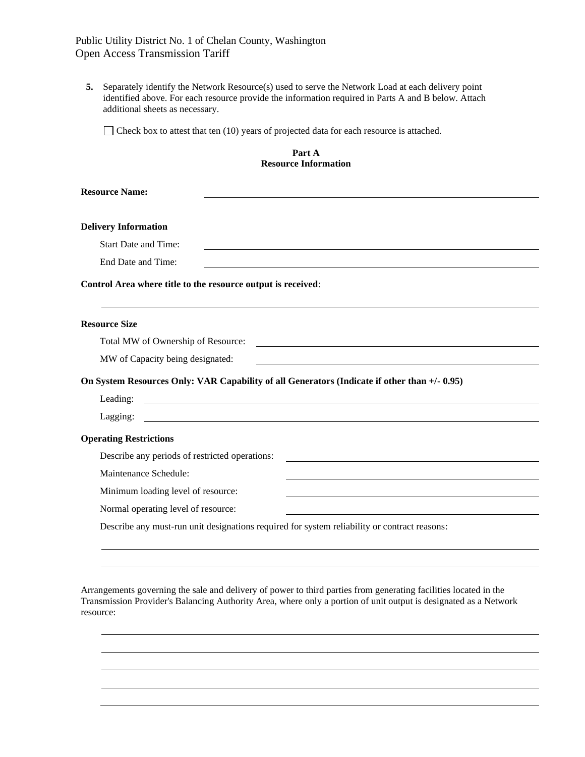5. Separately identify the Network Resource(s) used to serve the Network Load at each delivery point identified above. For each resource provide the information required in Parts A and B below. Attach additional sheets as necessary.

☐ Check box to attest that ten (10) years of projected data for each resource is attached.

**Part A**
**Resource Information**

**Resource Name:** \_\_\_\_\_\_\_\_\_\_\_\_\_\_\_\_\_\_\_\_\_\_\_\_\_\_\_\_\_\_\_\_\_\_\_\_\_\_\_\_

**Delivery Information**

Start Date and Time: \_\_\_\_\_\_\_\_\_\_\_\_\_\_\_\_\_\_\_\_\_\_\_\_\_\_\_\_\_\_\_\_\_\_\_\_\_\_\_\_

End Date and Time: \_\_\_\_\_\_\_\_\_\_\_\_\_\_\_\_\_\_\_\_\_\_\_\_\_\_\_\_\_\_\_\_\_\_\_\_\_\_\_\_

**Control Area where title to the resource output is received**:

\_\_\_\_\_\_\_\_\_\_\_\_\_\_\_\_\_\_\_\_\_\_\_\_\_\_\_\_\_\_\_\_\_\_\_\_\_\_\_\_\_\_\_\_\_\_\_\_\_\_\_\_\_\_

**Resource Size**

Total MW of Ownership of Resource: \_\_\_\_\_\_\_\_\_\_\_\_\_\_\_\_\_\_\_\_\_\_\_\_\_\_\_\_\_\_\_\_

MW of Capacity being designated: \_\_\_\_\_\_\_\_\_\_\_\_\_\_\_\_\_\_\_\_\_\_\_\_\_\_\_\_\_\_\_\_

**On System Resources Only: VAR Capability of all Generators (Indicate if other than +/- 0.95)**

Leading: \_\_\_\_\_\_\_\_\_\_\_\_\_\_\_\_\_\_\_\_\_\_\_\_\_\_\_\_\_\_\_\_\_\_\_\_\_\_\_\_\_\_\_\_\_\_\_\_

Lagging: \_\_\_\_\_\_\_\_\_\_\_\_\_\_\_\_\_\_\_\_\_\_\_\_\_\_\_\_\_\_\_\_\_\_\_\_\_\_\_\_\_\_\_\_\_\_\_\_

**Operating Restrictions**

Describe any periods of restricted operations: \_\_\_\_\_\_\_\_\_\_\_\_\_\_\_\_\_\_\_\_\_\_\_\_\_\_\_\_

Maintenance Schedule: \_\_\_\_\_\_\_\_\_\_\_\_\_\_\_\_\_\_\_\_\_\_\_\_\_\_\_\_

Minimum loading level of resource: \_\_\_\_\_\_\_\_\_\_\_\_\_\_\_\_\_\_\_\_\_\_\_\_\_\_\_\_

Normal operating level of resource: \_\_\_\_\_\_\_\_\_\_\_\_\_\_\_\_\_\_\_\_\_\_\_\_\_\_\_\_

Describe any must-run unit designations required for system reliability or contract reasons:

\_\_\_\_\_\_\_\_\_\_\_\_\_\_\_\_\_\_\_\_\_\_\_\_\_\_\_\_\_\_\_\_\_\_\_\_\_\_\_\_\_\_\_\_\_\_\_\_\_\_\_\_\_\_

\_\_\_\_\_\_\_\_\_\_\_\_\_\_\_\_\_\_\_\_\_\_\_\_\_\_\_\_\_\_\_\_\_\_\_\_\_\_\_\_\_\_\_\_\_\_\_\_\_\_\_\_\_\_

Arrangements governing the sale and delivery of power to third parties from generating facilities located in the Transmission Provider's Balancing Authority Area, where only a portion of unit output is designated as a Network resource:

\_\_\_\_\_\_\_\_\_\_\_\_\_\_\_\_\_\_\_\_\_\_\_\_\_\_\_\_\_\_\_\_\_\_\_\_\_\_\_\_\_\_\_\_\_\_\_\_\_\_\_\_\_\_

\_\_\_\_\_\_\_\_\_\_\_\_\_\_\_\_\_\_\_\_\_\_\_\_\_\_\_\_\_\_\_\_\_\_\_\_\_\_\_\_\_\_\_\_\_\_\_\_\_\_\_\_\_\_

\_\_\_\_\_\_\_\_\_\_\_\_\_\_\_\_\_\_\_\_\_\_\_\_\_\_\_\_\_\_\_\_\_\_\_\_\_\_\_\_\_\_\_\_\_\_\_\_\_\_\_\_\_\_

\_\_\_\_\_\_\_\_\_\_\_\_\_\_\_\_\_\_\_\_\_\_\_\_\_\_\_\_\_\_\_\_\_\_\_\_\_\_\_\_\_\_\_\_\_\_\_\_\_\_\_\_\_\_

\_\_\_\_\_\_\_\_\_\_\_\_\_\_\_\_\_\_\_\_\_\_\_\_\_\_\_\_\_\_\_\_\_\_\_\_\_\_\_\_\_\_\_\_\_\_\_\_\_\_\_\_\_\_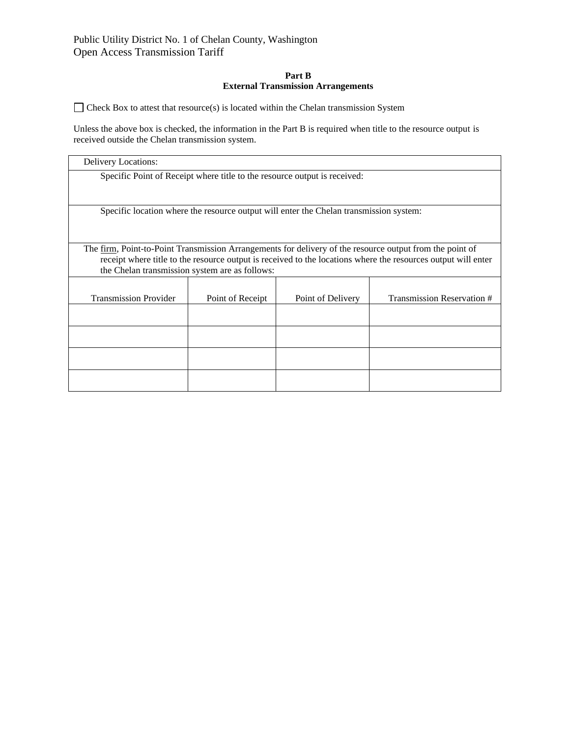Public Utility District No. 1 of Chelan County, Washington
Open Access Transmission Tariff

**Part B**
**External Transmission Arrangements**

☐ Check Box to attest that resource(s) is located within the Chelan transmission System

Unless the above box is checked, the information in the Part B is required when title to the resource output is received outside the Chelan transmission system.

Delivery Locations:

Specific Point of Receipt where title to the resource output is received:

Specific location where the resource output will enter the Chelan transmission system:

The firm, Point-to-Point Transmission Arrangements for delivery of the resource output from the point of receipt where title to the resource output is received to the locations where the resources output will enter the Chelan transmission system are as follows:

| Transmission Provider | Point of Receipt | Point of Delivery | Transmission Reservation # |
|---|---|---|---|
| | | | |
| | | | |
| | | | |
| | | | |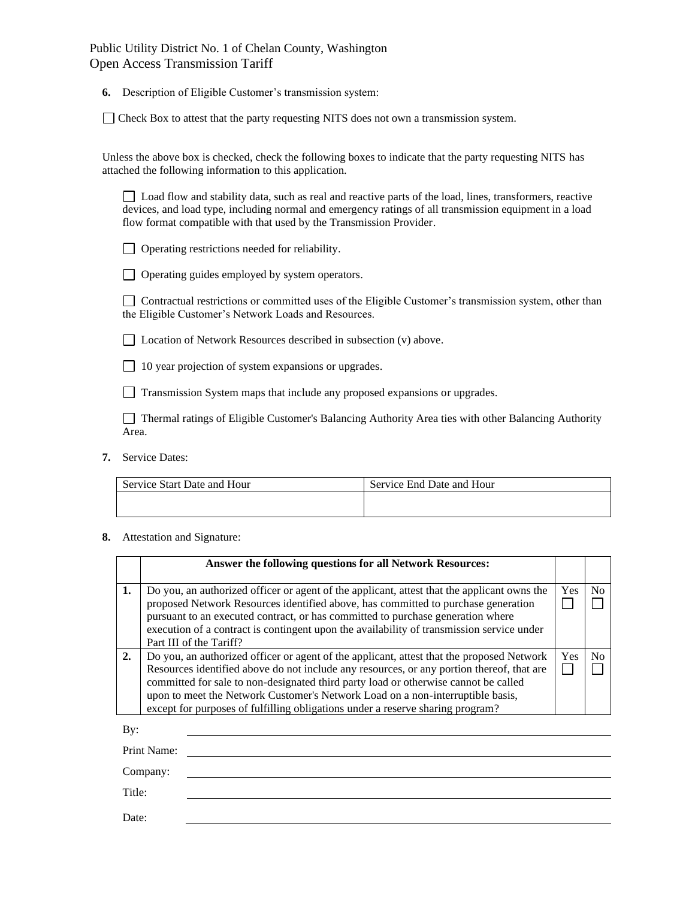**6.** Description of Eligible Customer's transmission system:

☐ Check Box to attest that the party requesting NITS does not own a transmission system.

Unless the above box is checked, check the following boxes to indicate that the party requesting NITS has attached the following information to this application.

☐ Load flow and stability data, such as real and reactive parts of the load, lines, transformers, reactive devices, and load type, including normal and emergency ratings of all transmission equipment in a load flow format compatible with that used by the Transmission Provider.

☐ Operating restrictions needed for reliability.

☐ Operating guides employed by system operators.

☐ Contractual restrictions or committed uses of the Eligible Customer's transmission system, other than the Eligible Customer's Network Loads and Resources.

☐ Location of Network Resources described in subsection (v) above.

☐ 10 year projection of system expansions or upgrades.

☐ Transmission System maps that include any proposed expansions or upgrades.

☐ Thermal ratings of Eligible Customer's Balancing Authority Area ties with other Balancing Authority Area.

**7.** Service Dates:

| Service Start Date and Hour | Service End Date and Hour |
|---|---|
| | |

**8.** Attestation and Signature:

| | **Answer the following questions for all Network Resources:** | | |
|---|---|---|---|
| **1.** | Do you, an authorized officer or agent of the applicant, attest that the applicant owns the proposed Network Resources identified above, has committed to purchase generation pursuant to an executed contract, or has committed to purchase generation where execution of a contract is contingent upon the availability of transmission service under Part III of the Tariff? | Yes ☐ | No ☐ |
| **2.** | Do you, an authorized officer or agent of the applicant, attest that the proposed Network Resources identified above do not include any resources, or any portion thereof, that are committed for sale to non-designated third party load or otherwise cannot be called upon to meet the Network Customer's Network Load on a non-interruptible basis, except for purposes of fulfilling obligations under a reserve sharing program? | Yes ☐ | No ☐ |

By: \_\_\_\_\_\_\_\_\_\_\_\_\_\_\_\_\_\_\_\_

Print Name: \_\_\_\_\_\_\_\_\_\_\_\_\_\_\_\_\_\_\_\_

Company: \_\_\_\_\_\_\_\_\_\_\_\_\_\_\_\_\_\_\_\_

Title: \_\_\_\_\_\_\_\_\_\_\_\_\_\_\_\_\_\_\_\_

Date: \_\_\_\_\_\_\_\_\_\_\_\_\_\_\_\_\_\_\_\_